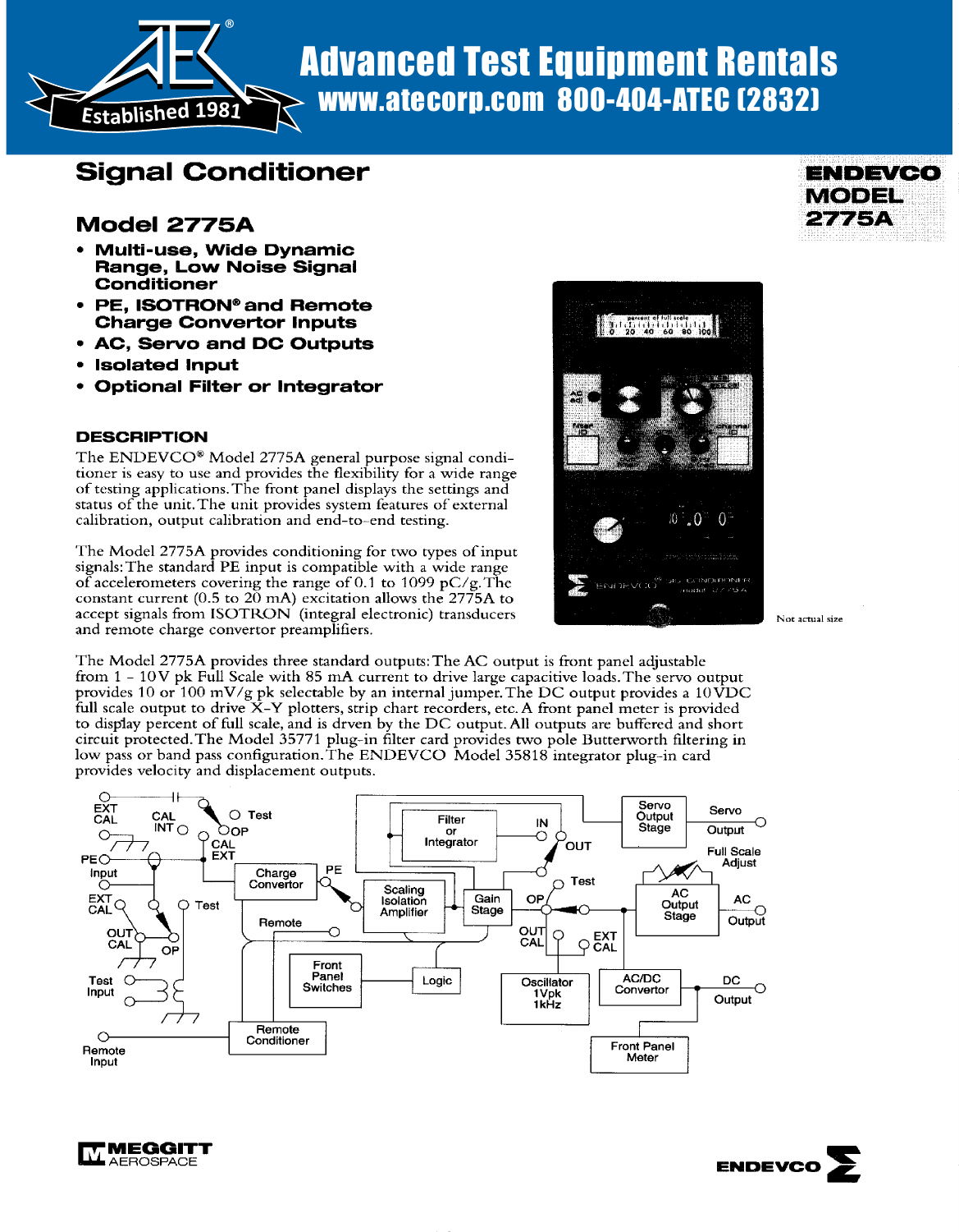# Signal Conditioner

**ENDEVCO MODEL 2775A**

## Model 2775A

- **Multi-use, Wide Dynamic Range, Low Noise Signal Conditioner**
- **PE, ISOTRON® and Remote Charge Convertor Inputs**
- **AC, Servo and DC Outputs**
- **Isolated Input**
- **Optional Filter or Integrator**

### DESCRIPTION

The ENDEVCO® Model 2775A general purpose signal conditioner is easy to use and provides the flexibility for a wide range of testing applications. The front panel displays the settings and status of the unit. The unit provides system features of external calibration, output calibration and end-to-end testing.

The Model 2775A provides conditioning for two types of input signals: The standard PE input is compatible with a wide range of accelerometers covering the range of 0.1 to 1099 pC/g. The constant current (0.5 to 20 mA) excitation allows the 2775A to accept signals from ISOTRON (integral electronic) transducers and remote charge convertor preamplifiers.

Not actual size

The Model 2775A provides three standard outputs: The AC output is front panel adjustable from 1 - 10V pk Full Scale with 85 mA current to drive large capacitive loads. The servo output provides 10 or 100 mV/g pk selectable by an internal jumper. The DC output provides a 10 VDC full scale output to drive X-Y plotters, strip chart recorders, etc. A front panel meter is provided to display percent of full scale, and is drven by the DC output. All outputs are buffered and short circuit protected. The Model 35771 plug-in filter card provides two pole Butterworth filtering in low pass or band pass configuration. The ENDEVCO Model 35818 integrator plug-in card provides velocity and displacement outputs.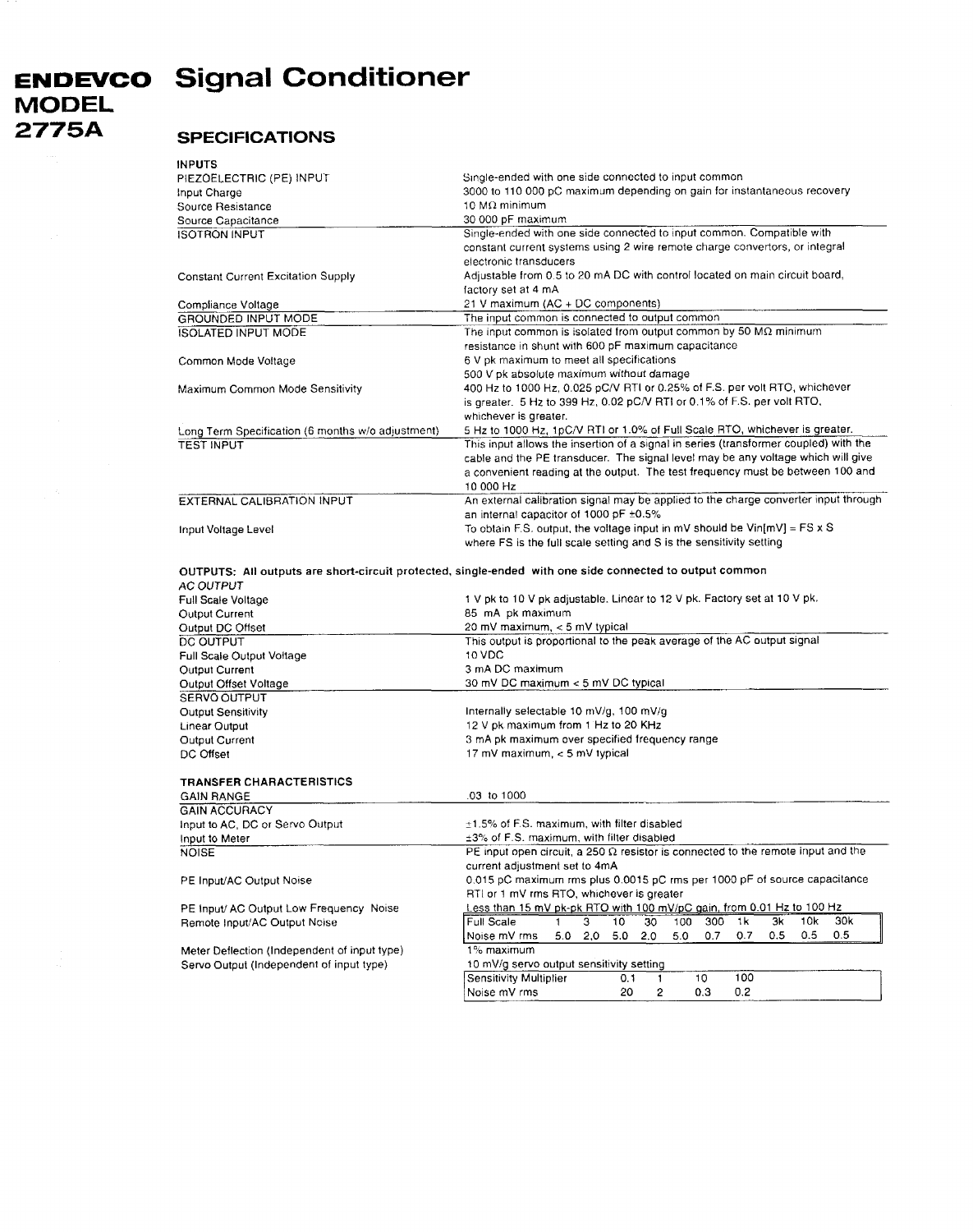# ENDEVCO MODEL 2775A Signal Conditioner

## SPECIFICATIONS

### INPUTS

| | |
|---|---|
| PIEZOELECTRIC (PE) INPUT | Single-ended with one side connected to input common |
| Input Charge | 3000 to 110 000 pC maximum depending on gain for instantaneous recovery |
| Source Resistance | 10 MΩ minimum |
| Source Capacitance | 30 000 pF maximum |
| ISOTRON INPUT | Single-ended with one side connected to input common. Compatible with constant current systems using 2 wire remote charge convertors, or integral electronic transducers |
| Constant Current Excitation Supply | Adjustable from 0.5 to 20 mA DC with control located on main circuit board, factory set at 4 mA |
| Compliance Voltage | 21 V maximum (AC + DC components) |
| GROUNDED INPUT MODE | The input common is connected to output common |
| ISOLATED INPUT MODE | The input common is isolated from output common by 50 MΩ minimum resistance in shunt with 600 pF maximum capacitance |
| Common Mode Voltage | 6 V pk maximum to meet all specifications<br>500 V pk absolute maximum without damage |
| Maximum Common Mode Sensitivity | 400 Hz to 1000 Hz, 0.025 pC/V RTI or 0.25% of F.S. per volt RTO, whichever is greater. 5 Hz to 399 Hz, 0.02 pC/V RTI or 0.1% of F.S. per volt RTO, whichever is greater. |
| Long Term Specification (6 months w/o adjustment) | 5 Hz to 1000 Hz, 1pC/V RTI or 1.0% of Full Scale RTO, whichever is greater. |
| TEST INPUT | This input allows the insertion of a signal in series (transformer coupled) with the cable and the PE transducer. The signal level may be any voltage which will give a convenient reading at the output. The test frequency must be between 100 and 10 000 Hz |
| EXTERNAL CALIBRATION INPUT | An external calibration signal may be applied to the charge converter input through an internal capacitor of 1000 pF ±0.5% |
| Input Voltage Level | To obtain F.S. output, the voltage input in mV should be Vin[mV] = FS x S where FS is the full scale setting and S is the sensitivity setting |

### OUTPUTS: All outputs are short-circuit protected, single-ended with one side connected to output common

| | |
|---|---|
| *AC OUTPUT* | |
| Full Scale Voltage | 1 V pk to 10 V pk adjustable. Linear to 12 V pk. Factory set at 10 V pk. |
| Output Current | 85 mA pk maximum |
| Output DC Offset | 20 mV maximum, < 5 mV typical |
| DC OUTPUT | This output is proportional to the peak average of the AC output signal |
| Full Scale Output Voltage | 10 VDC |
| Output Current | 3 mA DC maximum |
| Output Offset Voltage | 30 mV DC maximum < 5 mV DC typical |
| SERVO OUTPUT | |
| Output Sensitivity | Internally selectable 10 mV/g, 100 mV/g |
| Linear Output | 12 V pk maximum from 1 Hz to 20 KHz |
| Output Current | 3 mA pk maximum over specified frequency range |
| DC Offset | 17 mV maximum, < 5 mV typical |

### TRANSFER CHARACTERISTICS

| | |
|---|---|
| GAIN RANGE | .03 to 1000 |
| GAIN ACCURACY | |
| Input to AC, DC or Servo Output | ±1.5% of F.S. maximum, with filter disabled |
| Input to Meter | ±3% of F.S. maximum, with filter disabled |
| NOISE | PE input open circuit, a 250 Ω resistor is connected to the remote input and the current adjustment set to 4mA |
| PE Input/AC Output Noise | 0.015 pC maximum rms plus 0.0015 pC rms per 1000 pF of source capacitance RTI or 1 mV rms RTO, whichever is greater |
| PE Input/ AC Output Low Frequency Noise | Less than 15 mV pk-pk RTO with 100 mV/pC gain, from 0.01 Hz to 100 Hz |
| Remote Input/AC Output Noise | See table below |
| Meter Deflection (Independent of input type) | 1% maximum |
| Servo Output (Independent of input type) | 10 mV/g servo output sensitivity setting |

Remote Input/AC Output Noise:

| Full Scale | 1 | 3 | 10 | 30 | 100 | 300 | 1k | 3k | 10k | 30k |
|---|---|---|---|---|---|---|---|---|---|---|
| Noise mV rms | 5.0 | 2.0 | 5.0 | 2.0 | 5.0 | 0.7 | 0.7 | 0.5 | 0.5 | 0.5 |

Servo Output:

| Sensitivity Multiplier | 0.1 | 1 | 10 | 100 |
|---|---|---|---|---|
| Noise mV rms | 20 | 2 | 0.3 | 0.2 |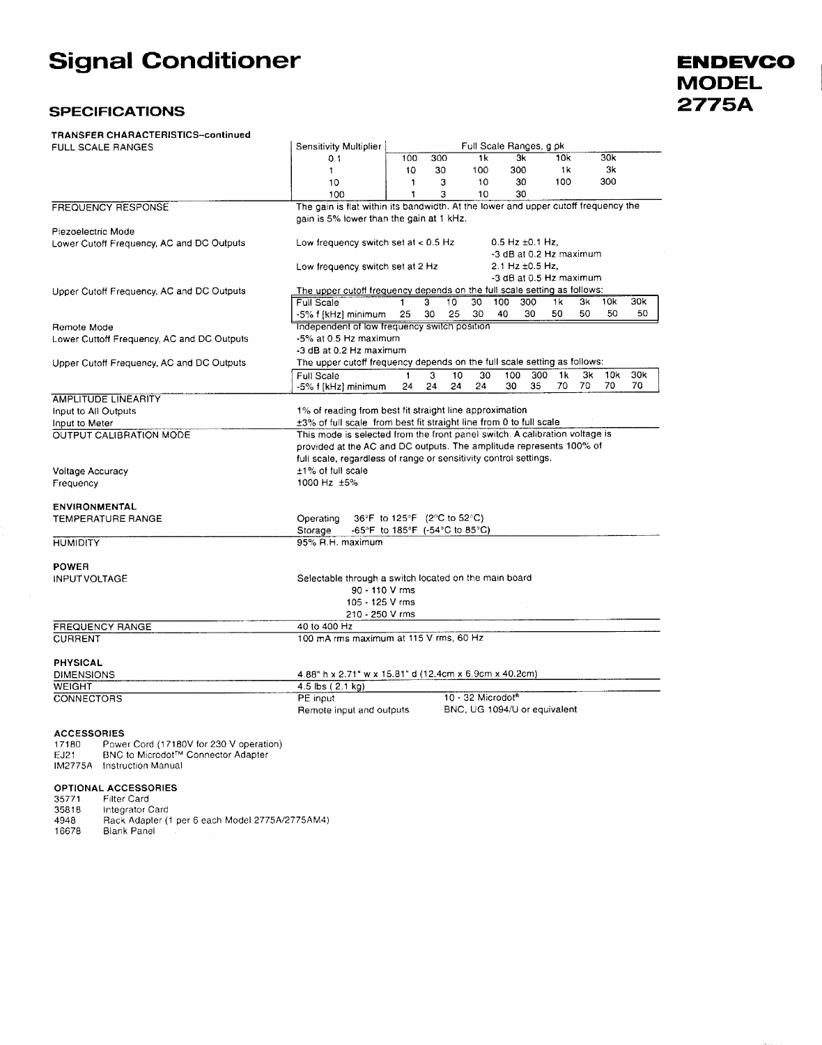# Signal Conditioner

**ENDEVCO MODEL 2775A**

## SPECIFICATIONS

### TRANSFER CHARACTERISTICS–continued

**FULL SCALE RANGES**

| Sensitivity Multiplier | Full Scale Ranges, g pk | | | | | |
|---|---|---|---|---|---|---|
| 0.1 | 100 | 300 | 1k | 3k | 10k | 30k |
| 1 | 10 | 30 | 100 | 300 | 1k | 3k |
| 10 | 1 | 3 | 10 | 30 | 100 | 300 |
| 100 | 1 | 3 | 10 | 30 | | |

**FREQUENCY RESPONSE**

The gain is flat within its bandwidth. At the lower and upper cutoff frequency the gain is 5% lower than the gain at 1 kHz.

Piezoelectric Mode

Lower Cutoff Frequency, AC and DC Outputs

- Low frequency switch set at < 0.5 Hz: 0.5 Hz ±0.1 Hz, -3 dB at 0.2 Hz maximum
- Low frequency switch set at 2 Hz: 2.1 Hz ±0.5 Hz, -3 dB at 0.5 Hz maximum

Upper Cutoff Frequency, AC and DC Outputs

The upper cutoff frequency depends on the full scale setting as follows:

| Full Scale | 1 | 3 | 10 | 30 | 100 | 300 | 1k | 3k | 10k | 30k |
|---|---|---|---|---|---|---|---|---|---|---|
| -5% f [kHz] minimum | 25 | 30 | 25 | 30 | 40 | 30 | 50 | 50 | 50 | 50 |

Remote Mode

Lower Cuttoff Frequency, AC and DC Outputs

Independent of low frequency switch position
-5% at 0.5 Hz maximum
-3 dB at 0.2 Hz maximum

Upper Cutoff Frequency, AC and DC Outputs

The upper cutoff frequency depends on the full scale setting as follows:

| Full Scale | 1 | 3 | 10 | 30 | 100 | 300 | 1k | 3k | 10k | 30k |
|---|---|---|---|---|---|---|---|---|---|---|
| -5% f [kHz] minimum | 24 | 24 | 24 | 24 | 30 | 35 | 70 | 70 | 70 | 70 |

**AMPLITUDE LINEARITY**

- Input to All Outputs: 1% of reading from best fit straight line approximation
- Input to Meter: ±3% of full scale from best fit straight line from 0 to full scale

**OUTPUT CALIBRATION MODE**

This mode is selected from the front panel switch. A calibration voltage is provided at the AC and DC outputs. The amplitude represents 100% of full scale, regardless of range or sensitivity control settings.

- Voltage Accuracy: ±1% of full scale
- Frequency: 1000 Hz ±5%

### ENVIRONMENTAL

**TEMPERATURE RANGE**

- Operating: 36°F to 125°F (2°C to 52°C)
- Storage: -65°F to 185°F (-54°C to 85°C)

**HUMIDITY**: 95% R.H. maximum

### POWER

**INPUT VOLTAGE**

Selectable through a switch located on the main board
- 90 - 110 V rms
- 105 - 125 V rms
- 210 - 250 V rms

**FREQUENCY RANGE**: 40 to 400 Hz

**CURRENT**: 100 mA rms maximum at 115 V rms, 60 Hz

### PHYSICAL

**DIMENSIONS**: 4.88" h x 2.71" w x 15.81" d (12.4cm x 6.9cm x 40.2cm)

**WEIGHT**: 4.5 lbs ( 2.1 kg)

**CONNECTORS**

- PE input: 10 - 32 Microdot®
- Remote input and outputs: BNC, UG 1094/U or equivalent

### ACCESSORIES

- 17180 Power Cord (17180V for 230 V operation)
- EJ21 BNC to Microdot™ Connector Adapter
- IM2775A Instruction Manual

### OPTIONAL ACCESSORIES

- 35771 Filter Card
- 35818 Integrator Card
- 4948 Rack Adapter (1 per 6 each Model 2775A/2775AM4)
- 16678 Blank Panel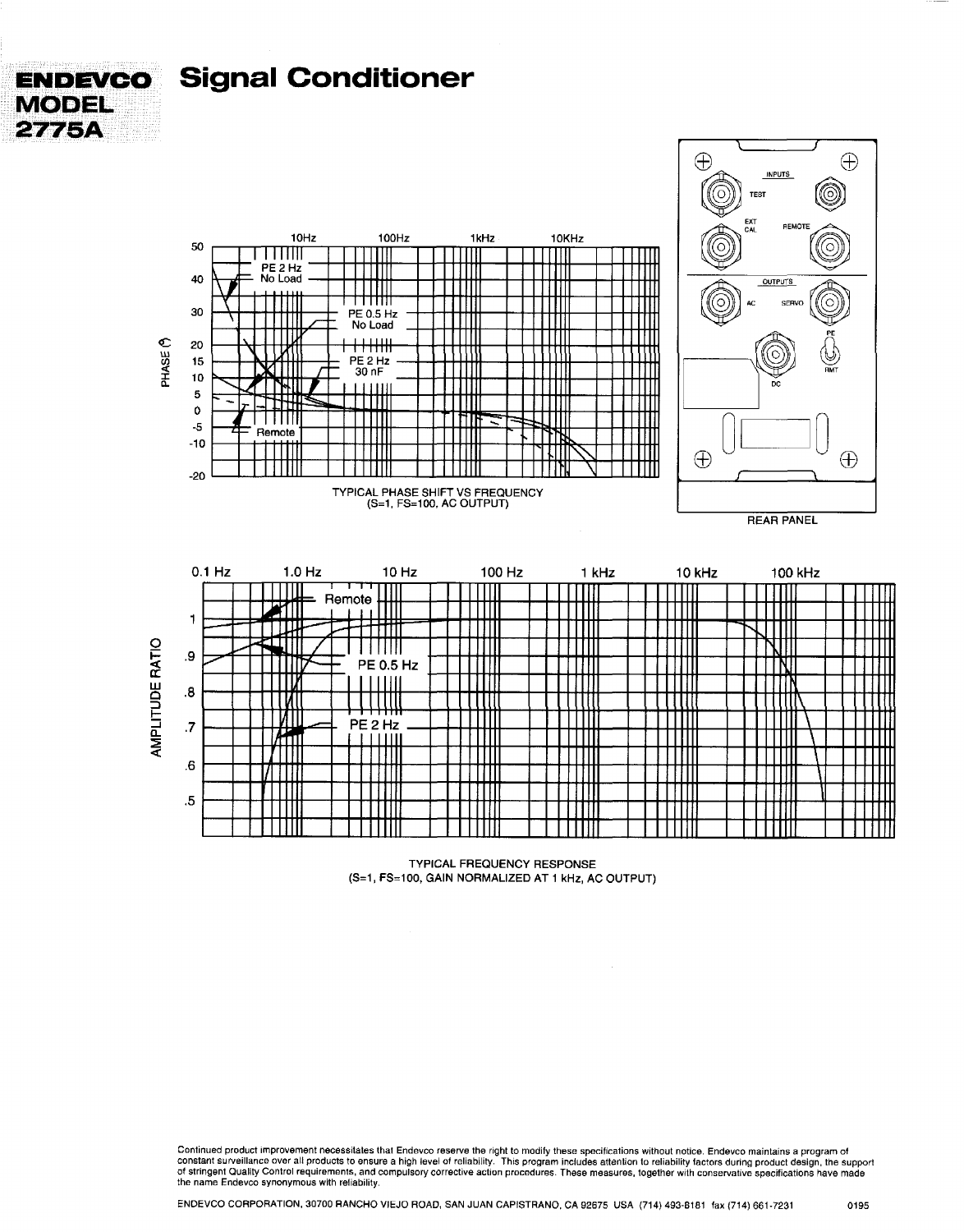# ENDEVCO MODEL 2775A Signal Conditioner

10Hz 100Hz 1kHz 10KHz

50 40 30 20 15 10 5 0 -5 -10 -20

PHASE (°)

PE 2 Hz No Load

PE 0.5 Hz No Load

PE 2 Hz 30 nF

Remote

TYPICAL PHASE SHIFT VS FREQUENCY
(S=1, FS=100, AC OUTPUT)

INPUTS TEST EXT CAL REMOTE OUTPUTS AC SERVO PE RMT DC

REAR PANEL

0.1 Hz 1.0 Hz 10 Hz 100 Hz 1 kHz 10 kHz 100 kHz

1 .9 .8 .7 .6 .5

AMPLITUDE RATIO

Remote

PE 0.5 Hz

PE 2 Hz

TYPICAL FREQUENCY RESPONSE
(S=1, FS=100, GAIN NORMALIZED AT 1 kHz, AC OUTPUT)

Continued product improvement necessitates that Endevco reserve the right to modify these specifications without notice. Endevco maintains a program of constant surveillance over all products to ensure a high level of reliability. This program includes attention to reliability factors during product design, the support of stringent Quality Control requirements, and compulsory corrective action procedures. These measures, together with conservative specifications have made the name Endevco synonymous with reliability.

ENDEVCO CORPORATION, 30700 RANCHO VIEJO ROAD, SAN JUAN CAPISTRANO, CA 92675 USA (714) 493-8181 fax (714) 661-7231 0195